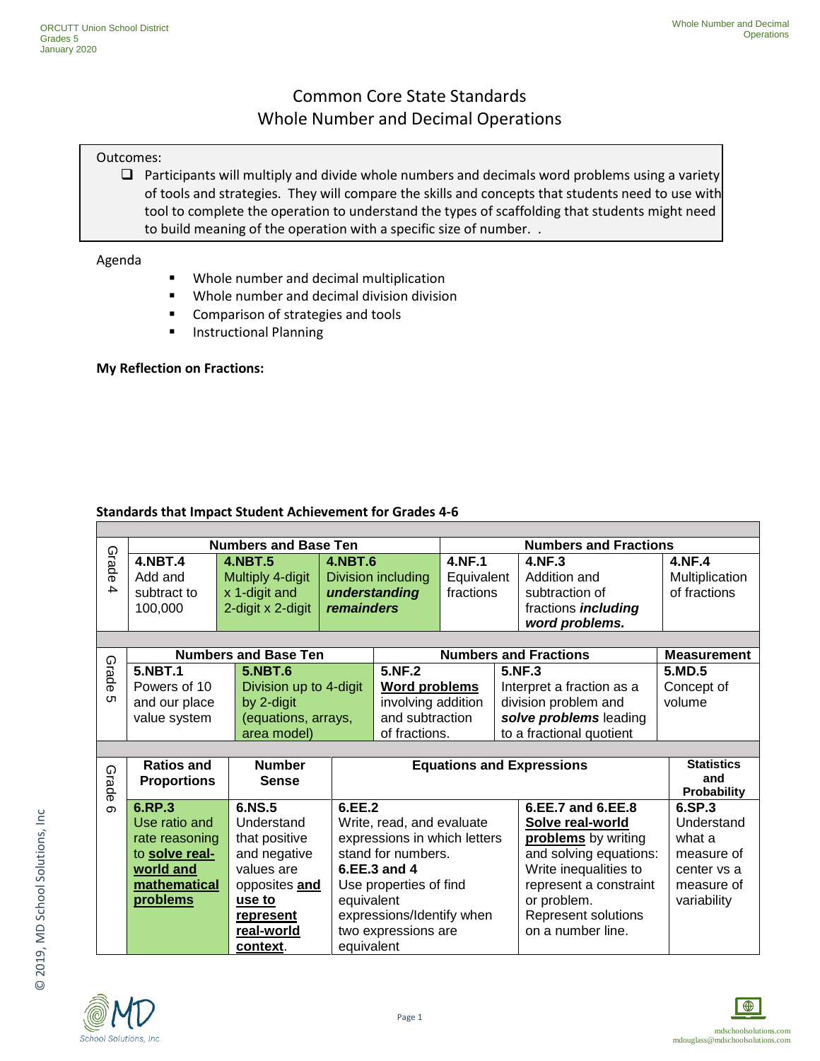# Common Core State Standards
## Whole Number and Decimal Operations

Outcomes:

- [ ] Participants will multiply and divide whole numbers and decimals word problems using a variety of tools and strategies. They will compare the skills and concepts that students need to use with tool to complete the operation to understand the types of scaffolding that students might need to build meaning of the operation with a specific size of number. .

Agenda

- Whole number and decimal multiplication
- Whole number and decimal division division
- Comparison of strategies and tools
- Instructional Planning

**My Reflection on Fractions:**

**Standards that Impact Student Achievement for Grades 4-6**

| | **Numbers and Base Ten** | | | **Numbers and Fractions** | | |
|---|---|---|---|---|---|---|
| Grade 4 | **4.NBT.4** Add and subtract to 100,000 | **4.NBT.5** Multiply 4-digit x 1-digit and 2-digit x 2-digit | **4.NBT.6** Division including ***understanding remainders*** | **4.NF.1** Equivalent fractions | **4.NF.3** Addition and subtraction of fractions ***including word problems.*** | **4.NF.4** Multiplication of fractions |

| | **Numbers and Base Ten** | | **Numbers and Fractions** | | **Measurement** |
|---|---|---|---|---|---|
| Grade 5 | **5.NBT.1** Powers of 10 and our place value system | **5.NBT.6** Division up to 4-digit by 2-digit (equations, arrays, area model) | **5.NF.2** <u>**Word problems**</u> involving addition and subtraction of fractions. | **5.NF.3** Interpret a fraction as a division problem and ***solve problems*** leading to a fractional quotient | **5.MD.5** Concept of volume |

| | **Ratios and Proportions** | **Number Sense** | **Equations and Expressions** | | **Statistics and Probability** |
|---|---|---|---|---|---|
| Grade 6 | **6.RP.3** Use ratio and rate reasoning to <u>**solve real-world and mathematical problems**</u> | **6.NS.5** Understand that positive and negative values are opposites <u>**and use to represent real-world context**</u>. | **6.EE.2** Write, read, and evaluate expressions in which letters stand for numbers. **6.EE.3 and 4** Use properties of find equivalent expressions/Identify when two expressions are equivalent | **6.EE.7 and 6.EE.8** <u>**Solve real-world problems**</u> by writing and solving equations: Write inequalities to represent a constraint or problem. Represent solutions on a number line. | **6.SP.3** Understand what a measure of center vs a measure of variability |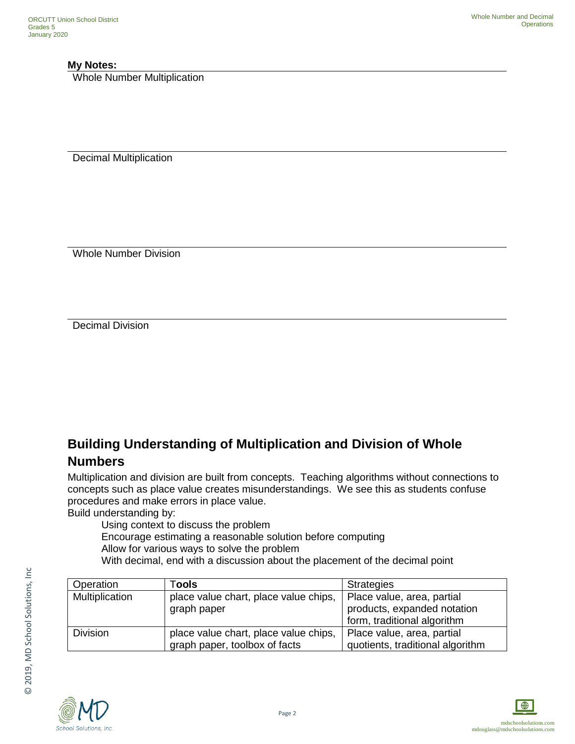**My Notes:**

Whole Number Multiplication

Decimal Multiplication

Whole Number Division

Decimal Division

## Building Understanding of Multiplication and Division of Whole Numbers

Multiplication and division are built from concepts. Teaching algorithms without connections to concepts such as place value creates misunderstandings. We see this as students confuse procedures and make errors in place value.

Build understanding by:

- Using context to discuss the problem
- Encourage estimating a reasonable solution before computing
- Allow for various ways to solve the problem
- With decimal, end with a discussion about the placement of the decimal point

| Operation | Tools | Strategies |
| --- | --- | --- |
| Multiplication | place value chart, place value chips, graph paper | Place value, area, partial products, expanded notation form, traditional algorithm |
| Division | place value chart, place value chips, graph paper, toolbox of facts | Place value, area, partial quotients, traditional algorithm |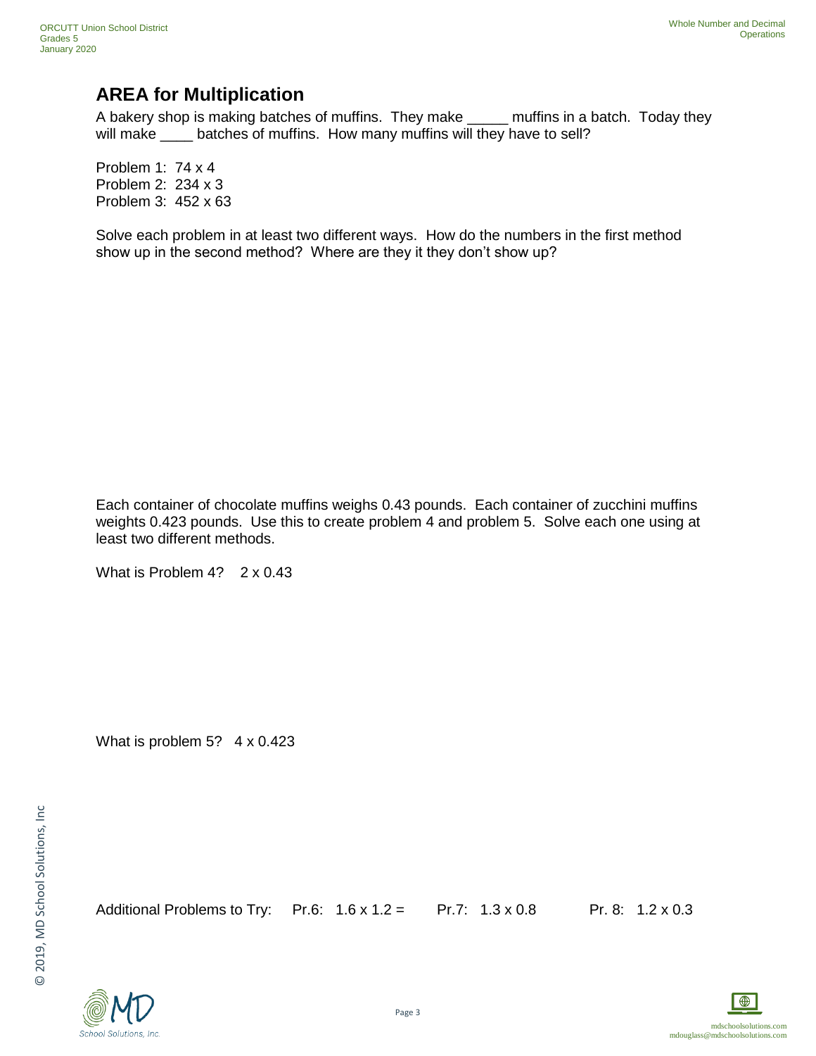## AREA for Multiplication

A bakery shop is making batches of muffins. They make _____ muffins in a batch. Today they will make ____ batches of muffins. How many muffins will they have to sell?

Problem 1: 74 x 4
Problem 2: 234 x 3
Problem 3: 452 x 63

Solve each problem in at least two different ways. How do the numbers in the first method show up in the second method? Where are they it they don't show up?

Each container of chocolate muffins weighs 0.43 pounds. Each container of zucchini muffins weights 0.423 pounds. Use this to create problem 4 and problem 5. Solve each one using at least two different methods.

What is Problem 4? 2 x 0.43

What is problem 5? 4 x 0.423

Additional Problems to Try: Pr.6: 1.6 x 1.2 = Pr.7: 1.3 x 0.8 Pr. 8: 1.2 x 0.3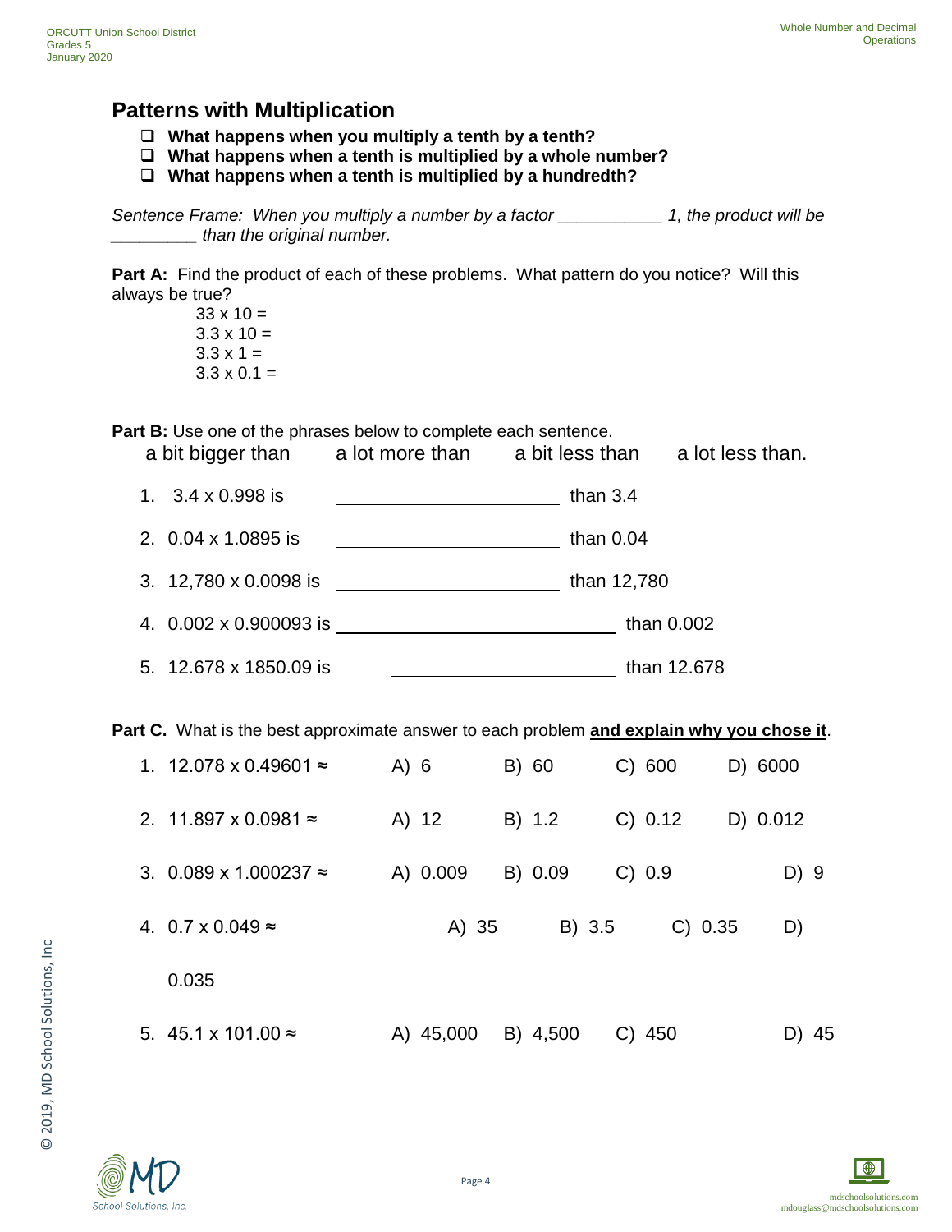## Patterns with Multiplication

- ❑ **What happens when you multiply a tenth by a tenth?**
- ❑ **What happens when a tenth is multiplied by a whole number?**
- ❑ **What happens when a tenth is multiplied by a hundredth?**

*Sentence Frame: When you multiply a number by a factor ___________ 1, the product will be _________ than the original number.*

**Part A:** Find the product of each of these problems. What pattern do you notice? Will this always be true?

33 x 10 =
3.3 x 10 =
3.3 x 1 =
3.3 x 0.1 =

**Part B:** Use one of the phrases below to complete each sentence.

a bit bigger than    a lot more than    a bit less than    a lot less than.

1. 3.4 x 0.998 is ______________________ than 3.4
2. 0.04 x 1.0895 is ______________________ than 0.04
3. 12,780 x 0.0098 is ______________________ than 12,780
4. 0.002 x 0.900093 is ______________________ than 0.002
5. 12.678 x 1850.09 is ______________________ than 12.678

**Part C.** What is the best approximate answer to each problem **and explain why you chose it**.

1. 12.078 x 0.49601 ≈    A) 6    B) 60    C) 600    D) 6000
2. 11.897 x 0.0981 ≈    A) 12    B) 1.2    C) 0.12    D) 0.012
3. 0.089 x 1.000237 ≈    A) 0.009    B) 0.09    C) 0.9    D) 9
4. 0.7 x 0.049 ≈    A) 35    B) 3.5    C) 0.35    D) 0.035
5. 45.1 x 101.00 ≈    A) 45,000    B) 4,500    C) 450    D) 45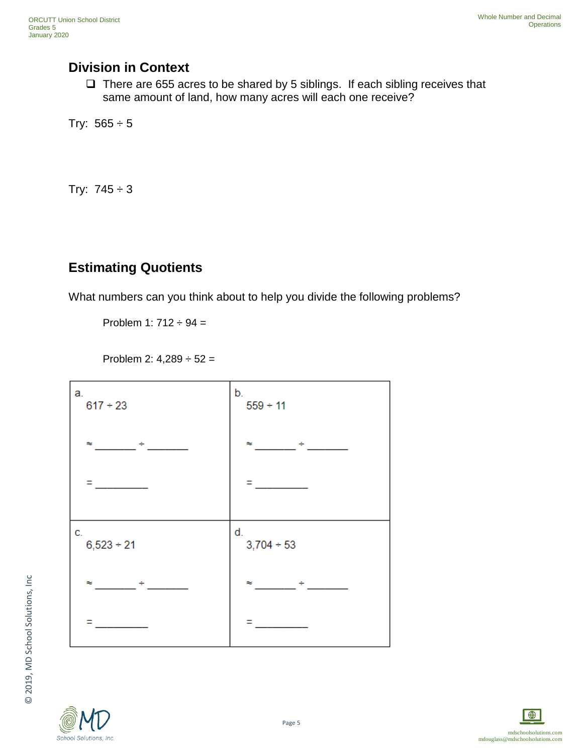## Division in Context

- [ ] There are 655 acres to be shared by 5 siblings. If each sibling receives that same amount of land, how many acres will each one receive?

Try: $565 \div 5$

Try: $745 \div 3$

## Estimating Quotients

What numbers can you think about to help you divide the following problems?

Problem 1: $712 \div 94 =$

Problem 2: $4{,}289 \div 52 =$

| a. $617 \div 23$ | b. $559 \div 11$ |
| --- | --- |
| ≈ _______ ÷ _______ | ≈ _______ ÷ _______ |
| = _________ | = _________ |
| **c. $6{,}523 \div 21$** | **d. $3{,}704 \div 53$** |
| ≈ _______ ÷ _______ | ≈ _______ ÷ _______ |
| = _________ | = _________ |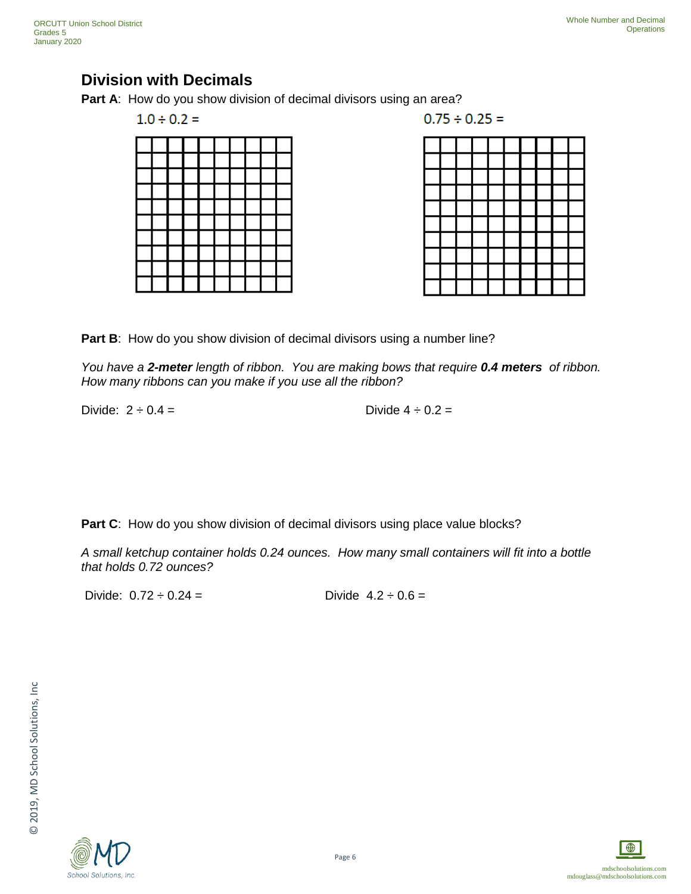## Division with Decimals

**Part A**: How do you show division of decimal divisors using an area?

$1.0 \div 0.2 =$

$0.75 \div 0.25 =$

**Part B**: How do you show division of decimal divisors using a number line?

*You have a **2-meter** length of ribbon. You are making bows that require **0.4 meters** of ribbon. How many ribbons can you make if you use all the ribbon?*

Divide: $2 \div 0.4 =$

Divide $4 \div 0.2 =$

**Part C**: How do you show division of decimal divisors using place value blocks?

*A small ketchup container holds 0.24 ounces. How many small containers will fit into a bottle that holds 0.72 ounces?*

Divide: $0.72 \div 0.24 =$

Divide $4.2 \div 0.6 =$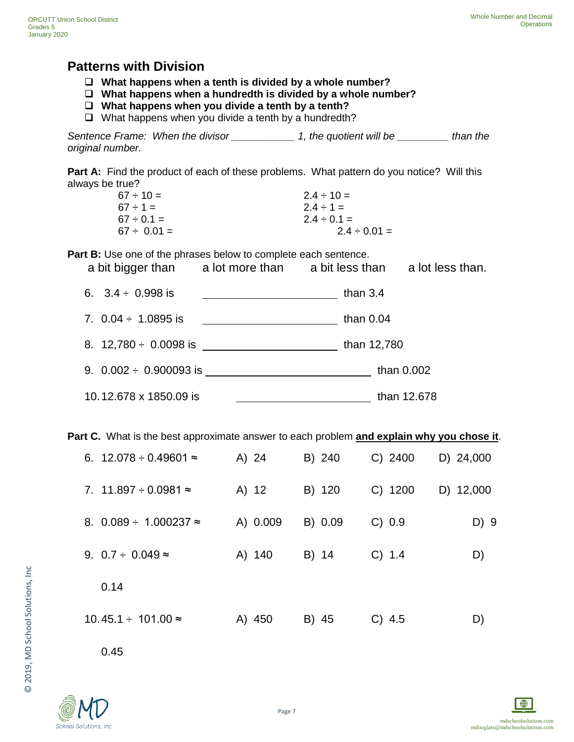## Patterns with Division

- [ ] **What happens when a tenth is divided by a whole number?**
- [ ] **What happens when a hundredth is divided by a whole number?**
- [ ] **What happens when you divide a tenth by a tenth?**
- [ ] What happens when you divide a tenth by a hundredth?

*Sentence Frame: When the divisor ___________ 1, the quotient will be _________ than the original number.*

**Part A:** Find the product of each of these problems. What pattern do you notice? Will this always be true?

| | |
|---|---|
| $67 \div 10 =$ | $2.4 \div 10 =$ |
| $67 \div 1 =$ | $2.4 \div 1 =$ |
| $67 \div 0.1 =$ | $2.4 \div 0.1 =$ |
| $67 \div 0.01 =$ | $2.4 \div 0.01 =$ |

**Part B:** Use one of the phrases below to complete each sentence.

a bit bigger than    a lot more than    a bit less than    a lot less than.

6. $3.4 \div 0.998$ is ______________________ than 3.4
7. $0.04 \div 1.0895$ is ______________________ than 0.04
8. $12{,}780 \div 0.0098$ is ______________________ than 12,780
9. $0.002 \div 0.900093$ is ______________________ than 0.002
10. $12.678 \times 1850.09$ is ______________________ than 12.678

**Part C.** What is the best approximate answer to each problem **and explain why you chose it**.

6. $12.078 \div 0.49601 \approx$    A) 24    B) 240    C) 2400    D) 24,000
7. $11.897 \div 0.0981 \approx$    A) 12    B) 120    C) 1200    D) 12,000
8. $0.089 \div 1.000237 \approx$    A) 0.009    B) 0.09    C) 0.9    D) 9
9. $0.7 \div 0.049 \approx$    A) 140    B) 14    C) 1.4    D) 0.14
10. $45.1 \div 101.00 \approx$    A) 450    B) 45    C) 4.5    D) 0.45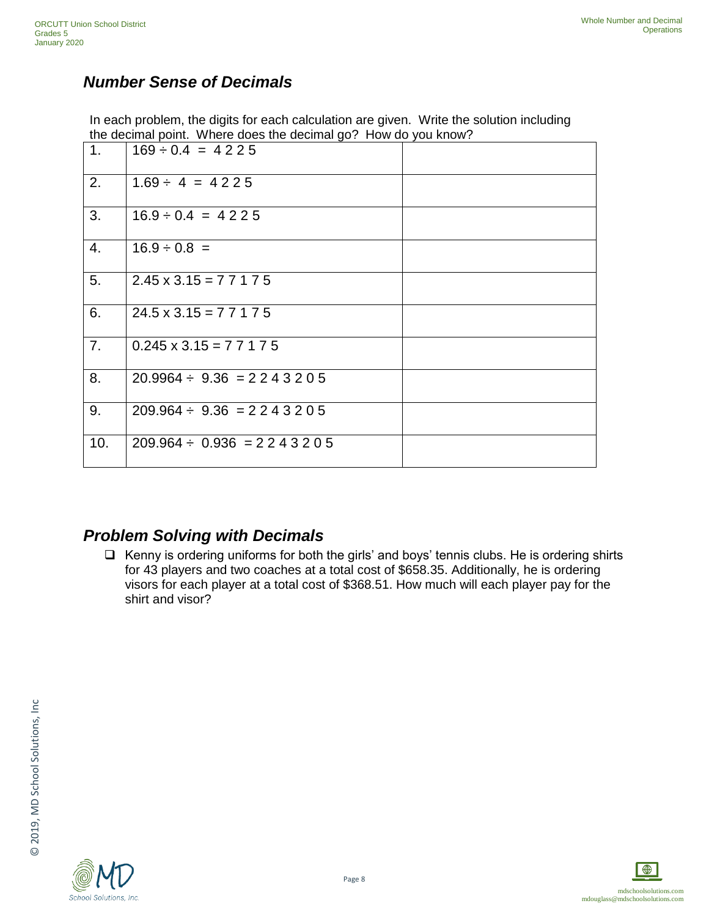## *Number Sense of Decimals*

In each problem, the digits for each calculation are given. Write the solution including the decimal point. Where does the decimal go? How do you know?

| | | |
|---|---|---|
| 1. | 169 ÷ 0.4 = 4 2 2 5 | |
| 2. | 1.69 ÷ 4 = 4 2 2 5 | |
| 3. | 16.9 ÷ 0.4 = 4 2 2 5 | |
| 4. | 16.9 ÷ 0.8 = | |
| 5. | 2.45 x 3.15 = 7 7 1 7 5 | |
| 6. | 24.5 x 3.15 = 7 7 1 7 5 | |
| 7. | 0.245 x 3.15 = 7 7 1 7 5 | |
| 8. | 20.9964 ÷ 9.36 = 2 2 4 3 2 0 5 | |
| 9. | 209.964 ÷ 9.36 = 2 2 4 3 2 0 5 | |
| 10. | 209.964 ÷ 0.936 = 2 2 4 3 2 0 5 | |

## *Problem Solving with Decimals*

- [ ] Kenny is ordering uniforms for both the girls' and boys' tennis clubs. He is ordering shirts for 43 players and two coaches at a total cost of $658.35. Additionally, he is ordering visors for each player at a total cost of $368.51. How much will each player pay for the shirt and visor?